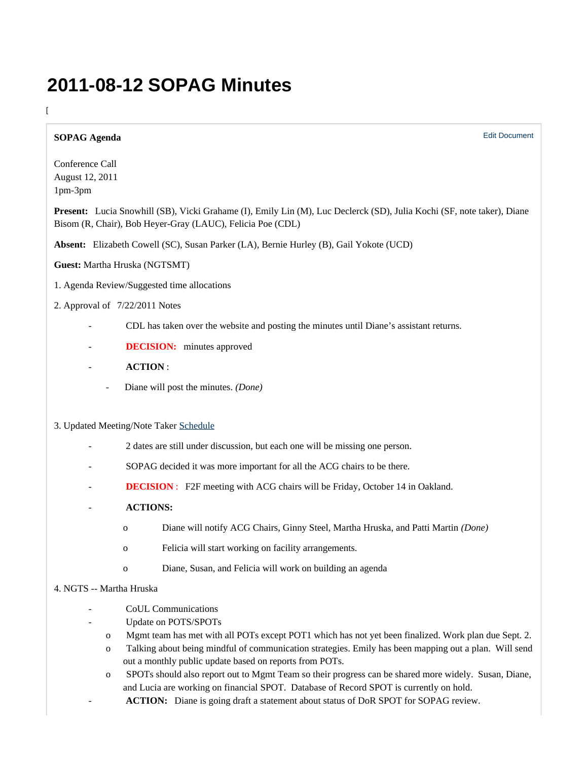# 2011-08-12 SOPAG Minutes

[

**SOPAG Agenda**

Edit Document

Conference Call
August 12, 2011
1pm-3pm

**Present:** Lucia Snowhill (SB), Vicki Grahame (I), Emily Lin (M), Luc Declerck (SD), Julia Kochi (SF, note taker), Diane Bisom (R, Chair), Bob Heyer-Gray (LAUC), Felicia Poe (CDL)

**Absent:** Elizabeth Cowell (SC), Susan Parker (LA), Bernie Hurley (B), Gail Yokote (UCD)

**Guest:** Martha Hruska (NGTSMT)

1. Agenda Review/Suggested time allocations

2. Approval of 7/22/2011 Notes

- CDL has taken over the website and posting the minutes until Diane's assistant returns.
- **DECISION:** minutes approved
- **ACTION** :
  - Diane will post the minutes. *(Done)*

3. Updated Meeting/Note Taker Schedule

- 2 dates are still under discussion, but each one will be missing one person.
- SOPAG decided it was more important for all the ACG chairs to be there.
- **DECISION** : F2F meeting with ACG chairs will be Friday, October 14 in Oakland.
- **ACTIONS:**
  - o Diane will notify ACG Chairs, Ginny Steel, Martha Hruska, and Patti Martin *(Done)*
  - o Felicia will start working on facility arrangements.
  - o Diane, Susan, and Felicia will work on building an agenda

4. NGTS -- Martha Hruska

- CoUL Communications
- Update on POTS/SPOTs
  - o Mgmt team has met with all POTs except POT1 which has not yet been finalized. Work plan due Sept. 2.
  - o Talking about being mindful of communication strategies. Emily has been mapping out a plan. Will send out a monthly public update based on reports from POTs.
  - o SPOTs should also report out to Mgmt Team so their progress can be shared more widely. Susan, Diane, and Lucia are working on financial SPOT. Database of Record SPOT is currently on hold.
- **ACTION:** Diane is going draft a statement about status of DoR SPOT for SOPAG review.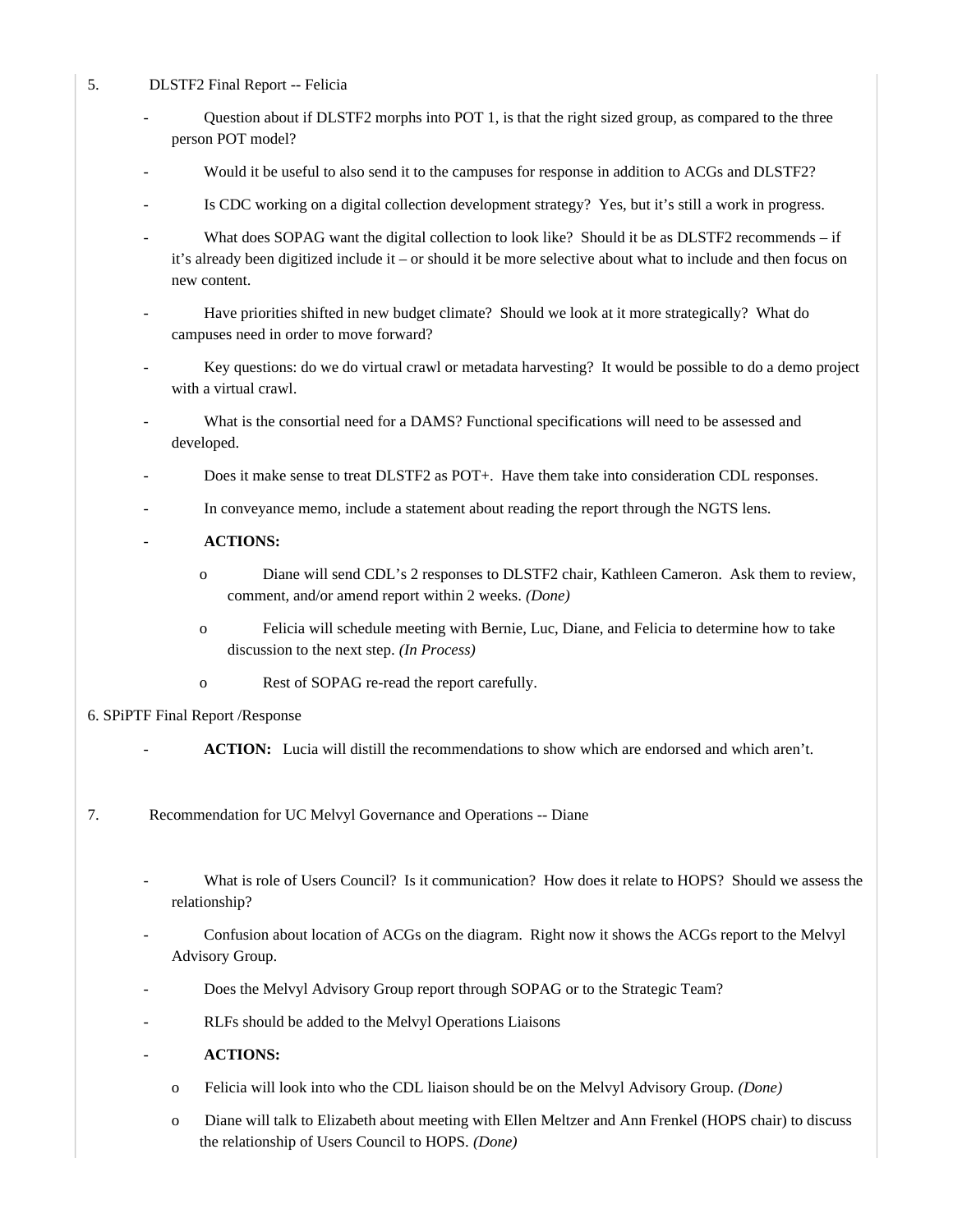5. DLSTF2 Final Report -- Felicia

- Question about if DLSTF2 morphs into POT 1, is that the right sized group, as compared to the three person POT model?
- Would it be useful to also send it to the campuses for response in addition to ACGs and DLSTF2?
- Is CDC working on a digital collection development strategy? Yes, but it's still a work in progress.
- What does SOPAG want the digital collection to look like? Should it be as DLSTF2 recommends – if it's already been digitized include it – or should it be more selective about what to include and then focus on new content.
- Have priorities shifted in new budget climate? Should we look at it more strategically? What do campuses need in order to move forward?
- Key questions: do we do virtual crawl or metadata harvesting? It would be possible to do a demo project with a virtual crawl.
- What is the consortial need for a DAMS? Functional specifications will need to be assessed and developed.
- Does it make sense to treat DLSTF2 as POT+. Have them take into consideration CDL responses.
- In conveyance memo, include a statement about reading the report through the NGTS lens.
- **ACTIONS:**
    - Diane will send CDL's 2 responses to DLSTF2 chair, Kathleen Cameron. Ask them to review, comment, and/or amend report within 2 weeks. *(Done)*
    - Felicia will schedule meeting with Bernie, Luc, Diane, and Felicia to determine how to take discussion to the next step. *(In Process)*
    - Rest of SOPAG re-read the report carefully.

6. SPiPTF Final Report /Response

- **ACTION:** Lucia will distill the recommendations to show which are endorsed and which aren't.

7. Recommendation for UC Melvyl Governance and Operations -- Diane

- What is role of Users Council? Is it communication? How does it relate to HOPS? Should we assess the relationship?
- Confusion about location of ACGs on the diagram. Right now it shows the ACGs report to the Melvyl Advisory Group.
- Does the Melvyl Advisory Group report through SOPAG or to the Strategic Team?
- RLFs should be added to the Melvyl Operations Liaisons
- **ACTIONS:**
    - Felicia will look into who the CDL liaison should be on the Melvyl Advisory Group. *(Done)*
    - Diane will talk to Elizabeth about meeting with Ellen Meltzer and Ann Frenkel (HOPS chair) to discuss the relationship of Users Council to HOPS. *(Done)*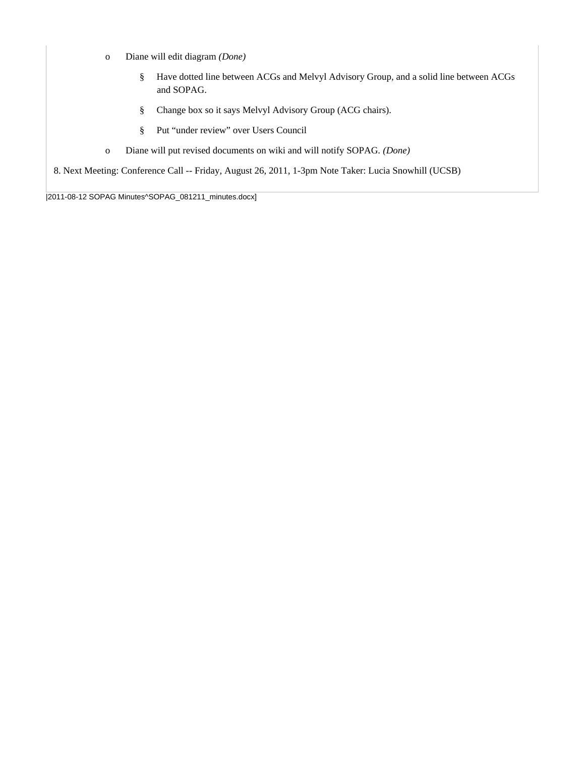- Diane will edit diagram *(Done)*
  - Have dotted line between ACGs and Melvyl Advisory Group, and a solid line between ACGs and SOPAG.
  - Change box so it says Melvyl Advisory Group (ACG chairs).
  - Put “under review” over Users Council
- Diane will put revised documents on wiki and will notify SOPAG. *(Done)*

8. Next Meeting: Conference Call -- Friday, August 26, 2011, 1-3pm Note Taker: Lucia Snowhill (UCSB)

|2011-08-12 SOPAG Minutes^SOPAG_081211_minutes.docx]